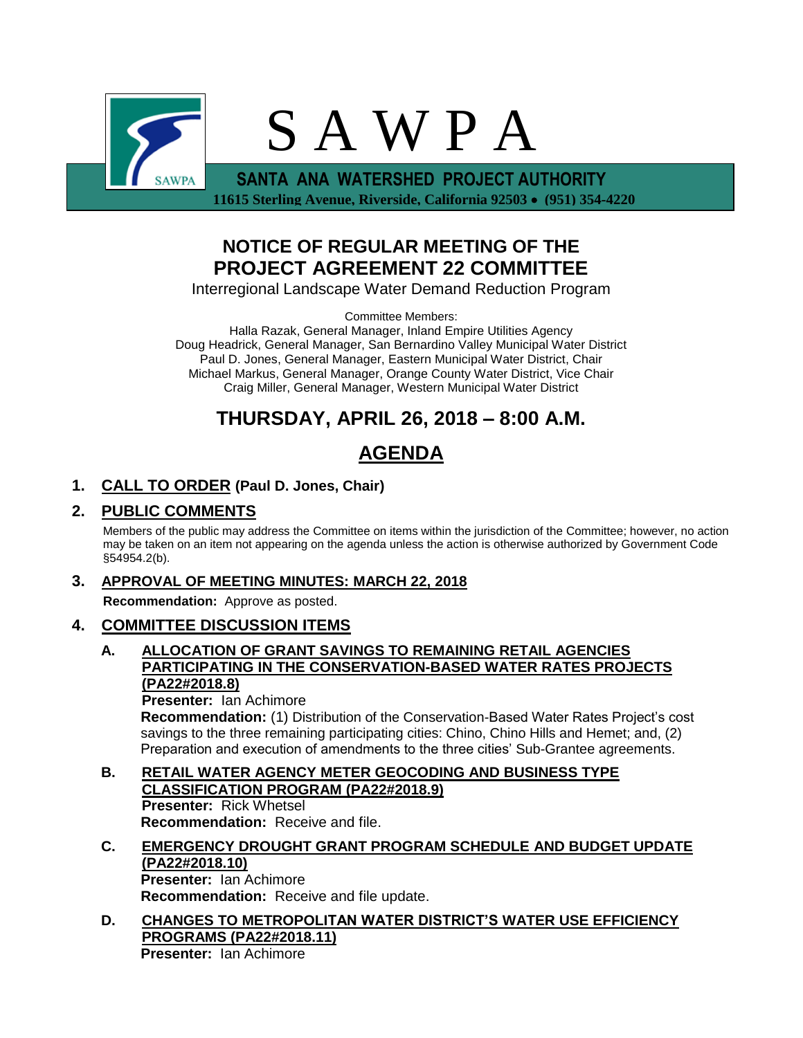# S A W P A

**SANTA ANA WATERSHED PROJECT AUTHORITY**

**11615 Sterling Avenue, Riverside, California 92503 • (951) 354-4220**

## NOTICE OF REGULAR MEETING OF THE PROJECT AGREEMENT 22 COMMITTEE

Interregional Landscape Water Demand Reduction Program

Committee Members:
Halla Razak, General Manager, Inland Empire Utilities Agency
Doug Headrick, General Manager, San Bernardino Valley Municipal Water District
Paul D. Jones, General Manager, Eastern Municipal Water District, Chair
Michael Markus, General Manager, Orange County Water District, Vice Chair
Craig Miller, General Manager, Western Municipal Water District

## THURSDAY, APRIL 26, 2018 – 8:00 A.M.

## AGENDA

**1. CALL TO ORDER (Paul D. Jones, Chair)**

**2. PUBLIC COMMENTS**

Members of the public may address the Committee on items within the jurisdiction of the Committee; however, no action may be taken on an item not appearing on the agenda unless the action is otherwise authorized by Government Code §54954.2(b).

**3. APPROVAL OF MEETING MINUTES: MARCH 22, 2018**

**Recommendation:** Approve as posted.

**4. COMMITTEE DISCUSSION ITEMS**

**A. ALLOCATION OF GRANT SAVINGS TO REMAINING RETAIL AGENCIES PARTICIPATING IN THE CONSERVATION-BASED WATER RATES PROJECTS (PA22#2018.8)**

**Presenter:** Ian Achimore

**Recommendation:** (1) Distribution of the Conservation-Based Water Rates Project's cost savings to the three remaining participating cities: Chino, Chino Hills and Hemet; and, (2) Preparation and execution of amendments to the three cities' Sub-Grantee agreements.

**B. RETAIL WATER AGENCY METER GEOCODING AND BUSINESS TYPE CLASSIFICATION PROGRAM (PA22#2018.9)**

**Presenter:** Rick Whetsel

**Recommendation:** Receive and file.

**C. EMERGENCY DROUGHT GRANT PROGRAM SCHEDULE AND BUDGET UPDATE (PA22#2018.10)**

**Presenter:** Ian Achimore

**Recommendation:** Receive and file update.

**D. CHANGES TO METROPOLITAN WATER DISTRICT'S WATER USE EFFICIENCY PROGRAMS (PA22#2018.11)**

**Presenter:** Ian Achimore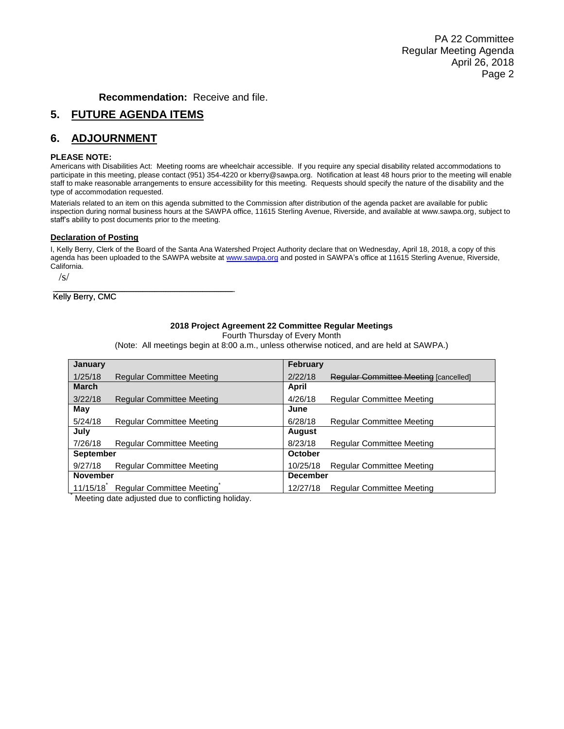**Recommendation:** Receive and file.

## 5. FUTURE AGENDA ITEMS

## 6. ADJOURNMENT

**PLEASE NOTE:**

Americans with Disabilities Act: Meeting rooms are wheelchair accessible. If you require any special disability related accommodations to participate in this meeting, please contact (951) 354-4220 or kberry@sawpa.org. Notification at least 48 hours prior to the meeting will enable staff to make reasonable arrangements to ensure accessibility for this meeting. Requests should specify the nature of the disability and the type of accommodation requested.

Materials related to an item on this agenda submitted to the Commission after distribution of the agenda packet are available for public inspection during normal business hours at the SAWPA office, 11615 Sterling Avenue, Riverside, and available at www.sawpa.org, subject to staff's ability to post documents prior to the meeting.

**Declaration of Posting**

I, Kelly Berry, Clerk of the Board of the Santa Ana Watershed Project Authority declare that on Wednesday, April 18, 2018, a copy of this agenda has been uploaded to the SAWPA website at www.sawpa.org and posted in SAWPA's office at 11615 Sterling Avenue, Riverside, California.

/s/

Kelly Berry, CMC

**2018 Project Agreement 22 Committee Regular Meetings**

Fourth Thursday of Every Month

(Note: All meetings begin at 8:00 a.m., unless otherwise noticed, and are held at SAWPA.)

| **January** | **February** |
|---|---|
| 1/25/18 Regular Committee Meeting | 2/22/18 ~~Regular Committee Meeting~~ [cancelled] |
| **March** | **April** |
| 3/22/18 Regular Committee Meeting | 4/26/18 Regular Committee Meeting |
| **May** | **June** |
| 5/24/18 Regular Committee Meeting | 6/28/18 Regular Committee Meeting |
| **July** | **August** |
| 7/26/18 Regular Committee Meeting | 8/23/18 Regular Committee Meeting |
| **September** | **October** |
| 9/27/18 Regular Committee Meeting | 10/25/18 Regular Committee Meeting |
| **November** | **December** |
| 11/15/18* Regular Committee Meeting* | 12/27/18 Regular Committee Meeting |

* Meeting date adjusted due to conflicting holiday.